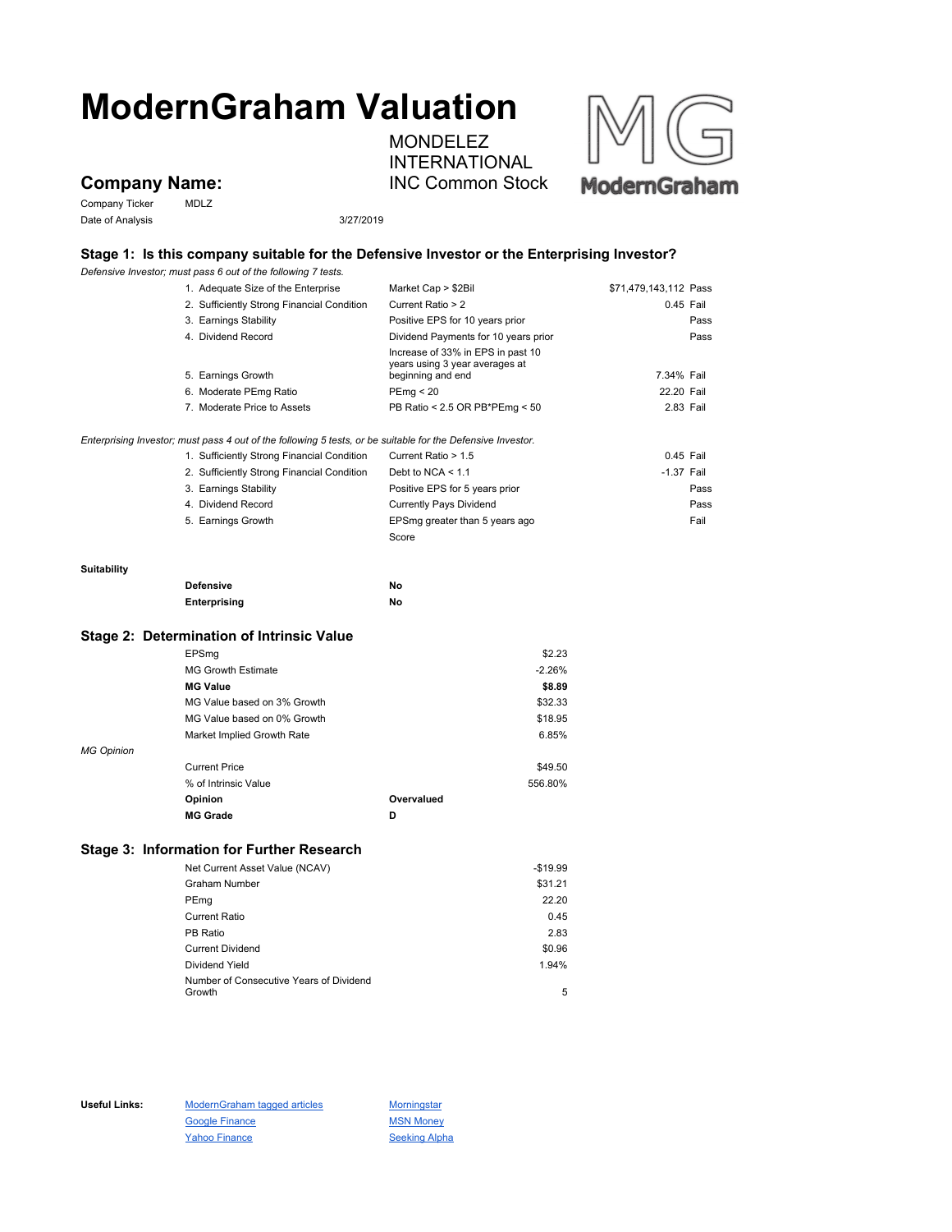# ModernGraham Valuation

## Company Name:

MONDELEZ INTERNATIONAL INC Common Stock

Company Ticker: MDLZ

Date of Analysis: 3/27/2019

## Stage 1: Is this company suitable for the Defensive Investor or the Enterprising Investor?

*Defensive Investor; must pass 6 out of the following 7 tests.*

| Test | Criterion | Value | Result |
|---|---|---|---|
| 1. Adequate Size of the Enterprise | Market Cap > $2Bil | $71,479,143,112 | Pass |
| 2. Sufficiently Strong Financial Condition | Current Ratio > 2 | 0.45 | Fail |
| 3. Earnings Stability | Positive EPS for 10 years prior | | Pass |
| 4. Dividend Record | Dividend Payments for 10 years prior | | Pass |
| 5. Earnings Growth | Increase of 33% in EPS in past 10 years using 3 year averages at beginning and end | 7.34% | Fail |
| 6. Moderate PEmg Ratio | PEmg < 20 | 22.20 | Fail |
| 7. Moderate Price to Assets | PB Ratio < 2.5 OR PB*PEmg < 50 | 2.83 | Fail |

*Enterprising Investor; must pass 4 out of the following 5 tests, or be suitable for the Defensive Investor.*

| Test | Criterion | Value | Result |
|---|---|---|---|
| 1. Sufficiently Strong Financial Condition | Current Ratio > 1.5 | 0.45 | Fail |
| 2. Sufficiently Strong Financial Condition | Debt to NCA < 1.1 | -1.37 | Fail |
| 3. Earnings Stability | Positive EPS for 5 years prior | | Pass |
| 4. Dividend Record | Currently Pays Dividend | | Pass |
| 5. Earnings Growth | EPSmg greater than 5 years ago | | Fail |
| | Score | | |

**Suitability**

| | |
|---|---|
| **Defensive** | **No** |
| **Enterprising** | **No** |

## Stage 2: Determination of Intrinsic Value

| | |
|---|---|
| EPSmg | $2.23 |
| MG Growth Estimate | -2.26% |
| **MG Value** | **$8.89** |
| MG Value based on 3% Growth | $32.33 |
| MG Value based on 0% Growth | $18.95 |
| Market Implied Growth Rate | 6.85% |

*MG Opinion*

| | |
|---|---|
| Current Price | $49.50 |
| % of Intrinsic Value | 556.80% |
| **Opinion** | **Overvalued** |
| **MG Grade** | **D** |

## Stage 3: Information for Further Research

| | |
|---|---|
| Net Current Asset Value (NCAV) | -$19.99 |
| Graham Number | $31.21 |
| PEmg | 22.20 |
| Current Ratio | 0.45 |
| PB Ratio | 2.83 |
| Current Dividend | $0.96 |
| Dividend Yield | 1.94% |
| Number of Consecutive Years of Dividend Growth | 5 |

**Useful Links:** ModernGraham tagged articles, Google Finance, Yahoo Finance, Morningstar, MSN Money, Seeking Alpha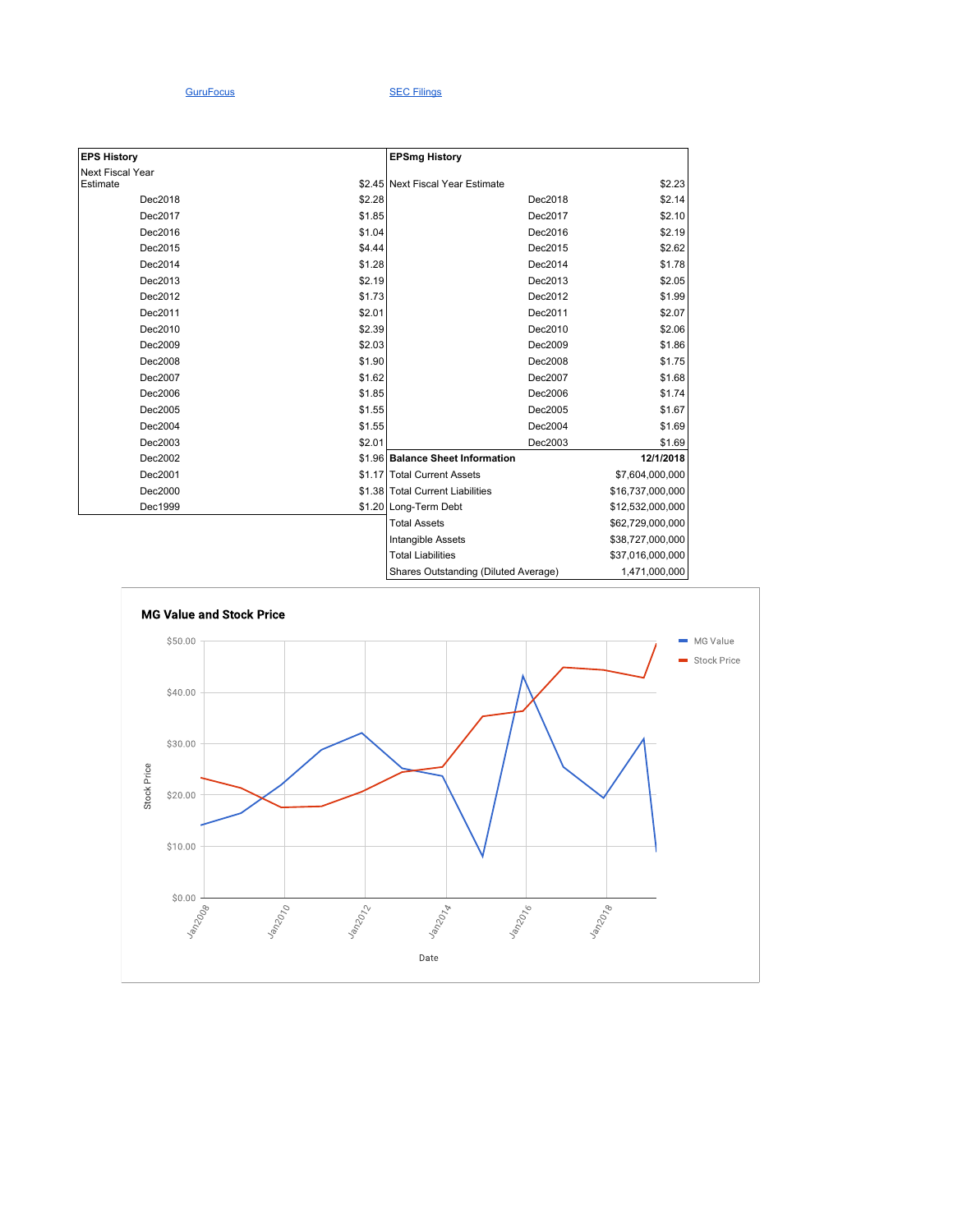[GuruFocus](#) [SEC Filings](#)

| EPS History | | EPSmg History | |
|---|---|---|---|
| Next Fiscal Year Estimate | $2.45 | Next Fiscal Year Estimate | $2.23 |
| Dec2018 | $2.28 | Dec2018 | $2.14 |
| Dec2017 | $1.85 | Dec2017 | $2.10 |
| Dec2016 | $1.04 | Dec2016 | $2.19 |
| Dec2015 | $4.44 | Dec2015 | $2.62 |
| Dec2014 | $1.28 | Dec2014 | $1.78 |
| Dec2013 | $2.19 | Dec2013 | $2.05 |
| Dec2012 | $1.73 | Dec2012 | $1.99 |
| Dec2011 | $2.01 | Dec2011 | $2.07 |
| Dec2010 | $2.39 | Dec2010 | $2.06 |
| Dec2009 | $2.03 | Dec2009 | $1.86 |
| Dec2008 | $1.90 | Dec2008 | $1.75 |
| Dec2007 | $1.62 | Dec2007 | $1.68 |
| Dec2006 | $1.85 | Dec2006 | $1.74 |
| Dec2005 | $1.55 | Dec2005 | $1.67 |
| Dec2004 | $1.55 | Dec2004 | $1.69 |
| Dec2003 | $2.01 | Dec2003 | $1.69 |
| Dec2002 | $1.96 | **Balance Sheet Information** | **12/1/2018** |
| Dec2001 | $1.17 | Total Current Assets | $7,604,000,000 |
| Dec2000 | $1.38 | Total Current Liabilities | $16,737,000,000 |
| Dec1999 | $1.20 | Long-Term Debt | $12,532,000,000 |
| | | Total Assets | $62,729,000,000 |
| | | Intangible Assets | $38,727,000,000 |
| | | Total Liabilities | $37,016,000,000 |
| | | Shares Outstanding (Diluted Average) | 1,471,000,000 |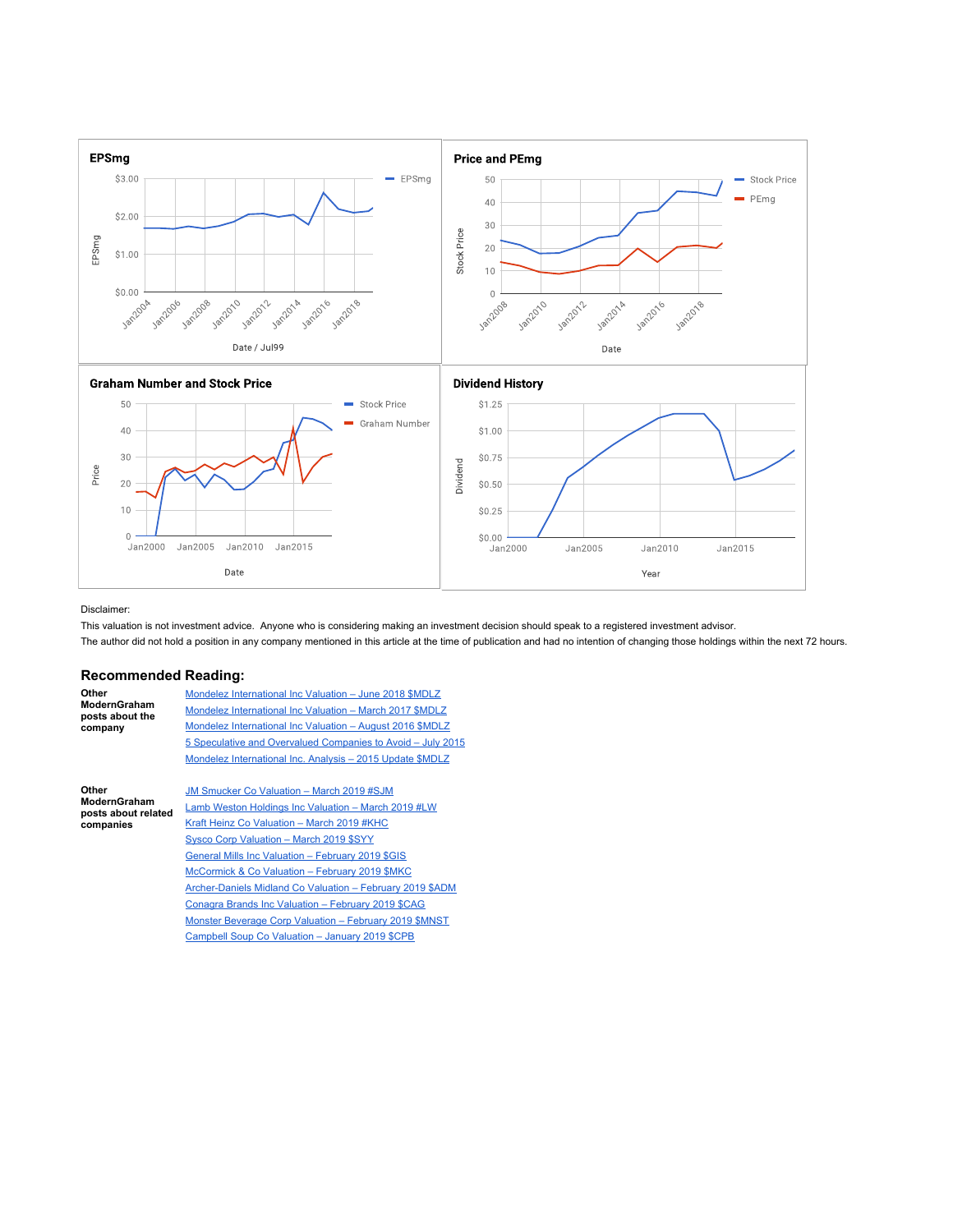EPSmg

$3.00
$2.00
$1.00
$0.00

EPSmg

Jan2004 Jan2006 Jan2008 Jan2010 Jan2012 Jan2014 Jan2016 Jan2018

Date / Jul99

Price and PEmg

50
40
30
20
10
0

Stock Price

Stock Price
PEmg

Jan2008 Jan2010 Jan2012 Jan2014 Jan2016 Jan2018

Date

Graham Number and Stock Price

50
40
30
20
10
0

Price

Stock Price
Graham Number

Jan2000 Jan2005 Jan2010 Jan2015

Date

Dividend History

$1.25
$1.00
$0.75
$0.50
$0.25
$0.00

Dividend

Jan2000 Jan2005 Jan2010 Jan2015

Year

Disclaimer:

This valuation is not investment advice. Anyone who is considering making an investment decision should speak to a registered investment advisor.
The author did not hold a position in any company mentioned in this article at the time of publication and had no intention of changing those holdings within the next 72 hours.

## Recommended Reading:

| | |
|---|---|
| **Other ModernGraham posts about the company** | Mondelez International Inc Valuation – June 2018 $MDLZ<br>Mondelez International Inc Valuation – March 2017 $MDLZ<br>Mondelez International Inc Valuation – August 2016 $MDLZ<br>5 Speculative and Overvalued Companies to Avoid – July 2015<br>Mondelez International Inc. Analysis – 2015 Update $MDLZ |
| **Other ModernGraham posts about related companies** | JM Smucker Co Valuation – March 2019 #SJM<br>Lamb Weston Holdings Inc Valuation – March 2019 #LW<br>Kraft Heinz Co Valuation – March 2019 #KHC<br>Sysco Corp Valuation – March 2019 $SYY<br>General Mills Inc Valuation – February 2019 $GIS<br>McCormick & Co Valuation – February 2019 $MKC<br>Archer-Daniels Midland Co Valuation – February 2019 $ADM<br>Conagra Brands Inc Valuation – February 2019 $CAG<br>Monster Beverage Corp Valuation – February 2019 $MNST<br>Campbell Soup Co Valuation – January 2019 $CPB |